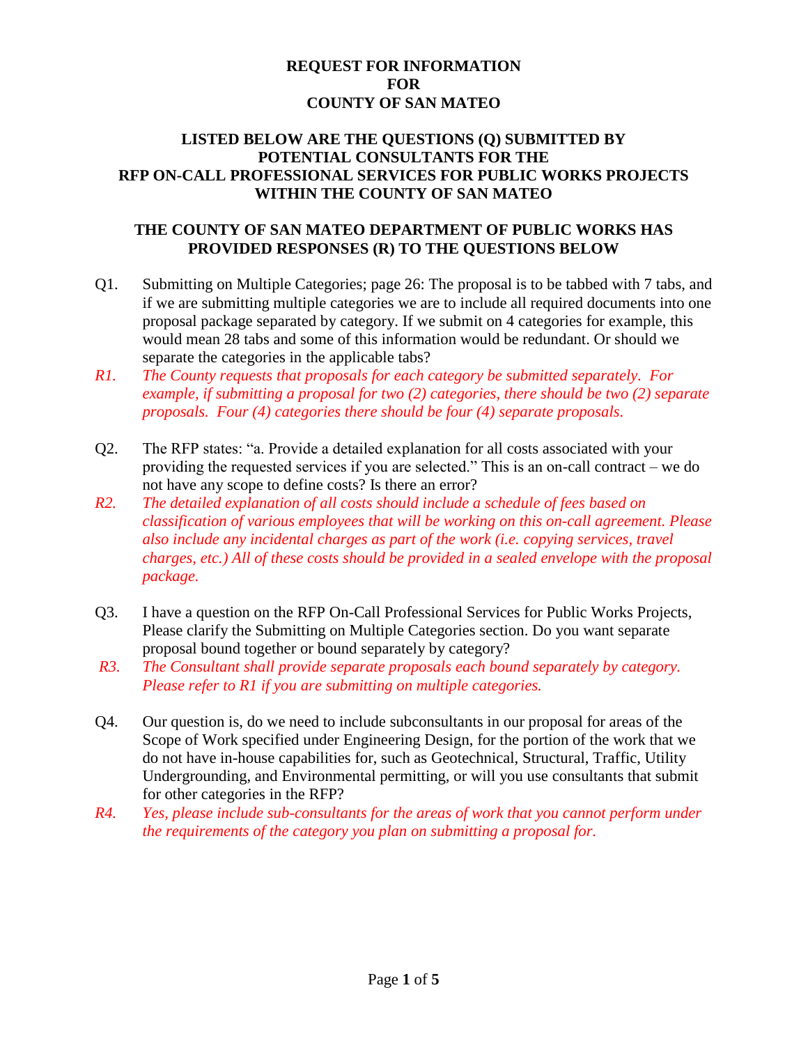# REQUEST FOR INFORMATION
# FOR
# COUNTY OF SAN MATEO

## LISTED BELOW ARE THE QUESTIONS (Q) SUBMITTED BY POTENTIAL CONSULTANTS FOR THE RFP ON-CALL PROFESSIONAL SERVICES FOR PUBLIC WORKS PROJECTS WITHIN THE COUNTY OF SAN MATEO

## THE COUNTY OF SAN MATEO DEPARTMENT OF PUBLIC WORKS HAS PROVIDED RESPONSES (R) TO THE QUESTIONS BELOW

Q1. Submitting on Multiple Categories; page 26: The proposal is to be tabbed with 7 tabs, and if we are submitting multiple categories we are to include all required documents into one proposal package separated by category. If we submit on 4 categories for example, this would mean 28 tabs and some of this information would be redundant. Or should we separate the categories in the applicable tabs?

*R1. The County requests that proposals for each category be submitted separately. For example, if submitting a proposal for two (2) categories, there should be two (2) separate proposals. Four (4) categories there should be four (4) separate proposals.*

Q2. The RFP states: "a. Provide a detailed explanation for all costs associated with your providing the requested services if you are selected." This is an on-call contract – we do not have any scope to define costs? Is there an error?

*R2. The detailed explanation of all costs should include a schedule of fees based on classification of various employees that will be working on this on-call agreement. Please also include any incidental charges as part of the work (i.e. copying services, travel charges, etc.) All of these costs should be provided in a sealed envelope with the proposal package.*

Q3. I have a question on the RFP On-Call Professional Services for Public Works Projects, Please clarify the Submitting on Multiple Categories section. Do you want separate proposal bound together or bound separately by category?

*R3. The Consultant shall provide separate proposals each bound separately by category. Please refer to R1 if you are submitting on multiple categories.*

Q4. Our question is, do we need to include subconsultants in our proposal for areas of the Scope of Work specified under Engineering Design, for the portion of the work that we do not have in-house capabilities for, such as Geotechnical, Structural, Traffic, Utility Undergrounding, and Environmental permitting, or will you use consultants that submit for other categories in the RFP?

*R4. Yes, please include sub-consultants for the areas of work that you cannot perform under the requirements of the category you plan on submitting a proposal for.*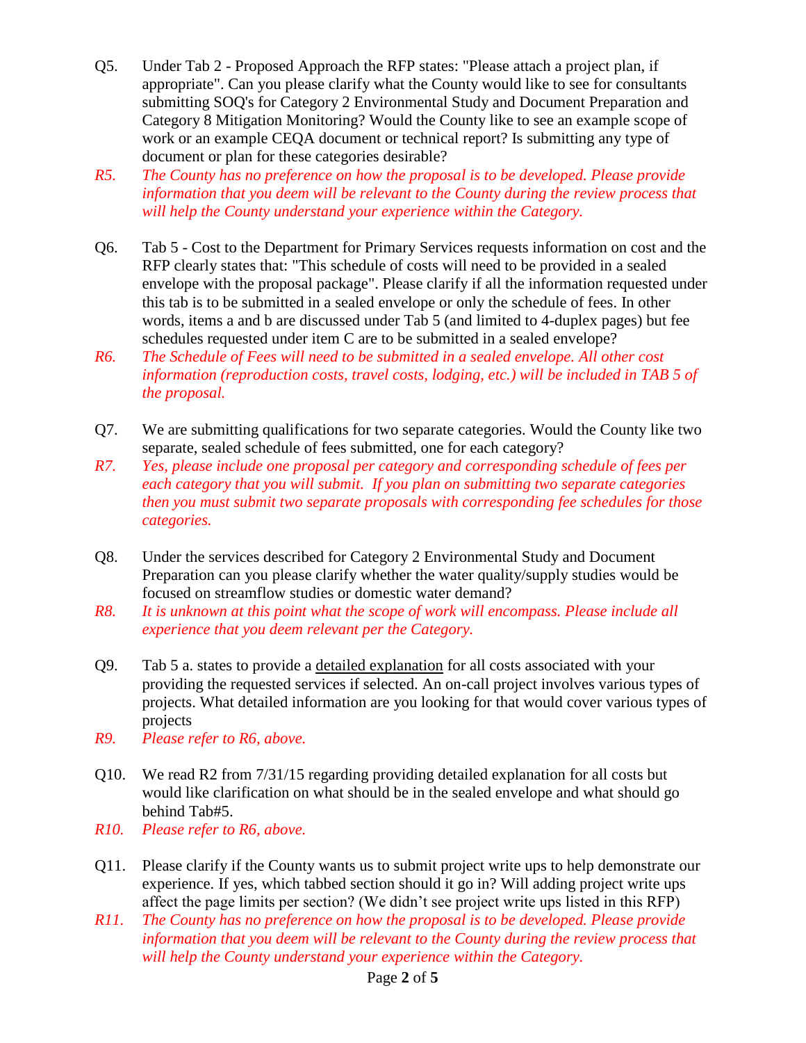Q5. Under Tab 2 - Proposed Approach the RFP states: "Please attach a project plan, if appropriate". Can you please clarify what the County would like to see for consultants submitting SOQ's for Category 2 Environmental Study and Document Preparation and Category 8 Mitigation Monitoring? Would the County like to see an example scope of work or an example CEQA document or technical report? Is submitting any type of document or plan for these categories desirable?

*R5. The County has no preference on how the proposal is to be developed. Please provide information that you deem will be relevant to the County during the review process that will help the County understand your experience within the Category.*

Q6. Tab 5 - Cost to the Department for Primary Services requests information on cost and the RFP clearly states that: "This schedule of costs will need to be provided in a sealed envelope with the proposal package". Please clarify if all the information requested under this tab is to be submitted in a sealed envelope or only the schedule of fees. In other words, items a and b are discussed under Tab 5 (and limited to 4-duplex pages) but fee schedules requested under item C are to be submitted in a sealed envelope?

*R6. The Schedule of Fees will need to be submitted in a sealed envelope. All other cost information (reproduction costs, travel costs, lodging, etc.) will be included in TAB 5 of the proposal.*

Q7. We are submitting qualifications for two separate categories. Would the County like two separate, sealed schedule of fees submitted, one for each category?

*R7. Yes, please include one proposal per category and corresponding schedule of fees per each category that you will submit. If you plan on submitting two separate categories then you must submit two separate proposals with corresponding fee schedules for those categories.*

Q8. Under the services described for Category 2 Environmental Study and Document Preparation can you please clarify whether the water quality/supply studies would be focused on streamflow studies or domestic water demand?

*R8. It is unknown at this point what the scope of work will encompass. Please include all experience that you deem relevant per the Category.*

Q9. Tab 5 a. states to provide a <u>detailed explanation</u> for all costs associated with your providing the requested services if selected. An on-call project involves various types of projects. What detailed information are you looking for that would cover various types of projects

*R9. Please refer to R6, above.*

Q10. We read R2 from 7/31/15 regarding providing detailed explanation for all costs but would like clarification on what should be in the sealed envelope and what should go behind Tab#5.

*R10. Please refer to R6, above.*

Q11. Please clarify if the County wants us to submit project write ups to help demonstrate our experience. If yes, which tabbed section should it go in? Will adding project write ups affect the page limits per section? (We didn't see project write ups listed in this RFP)

*R11. The County has no preference on how the proposal is to be developed. Please provide information that you deem will be relevant to the County during the review process that will help the County understand your experience within the Category.*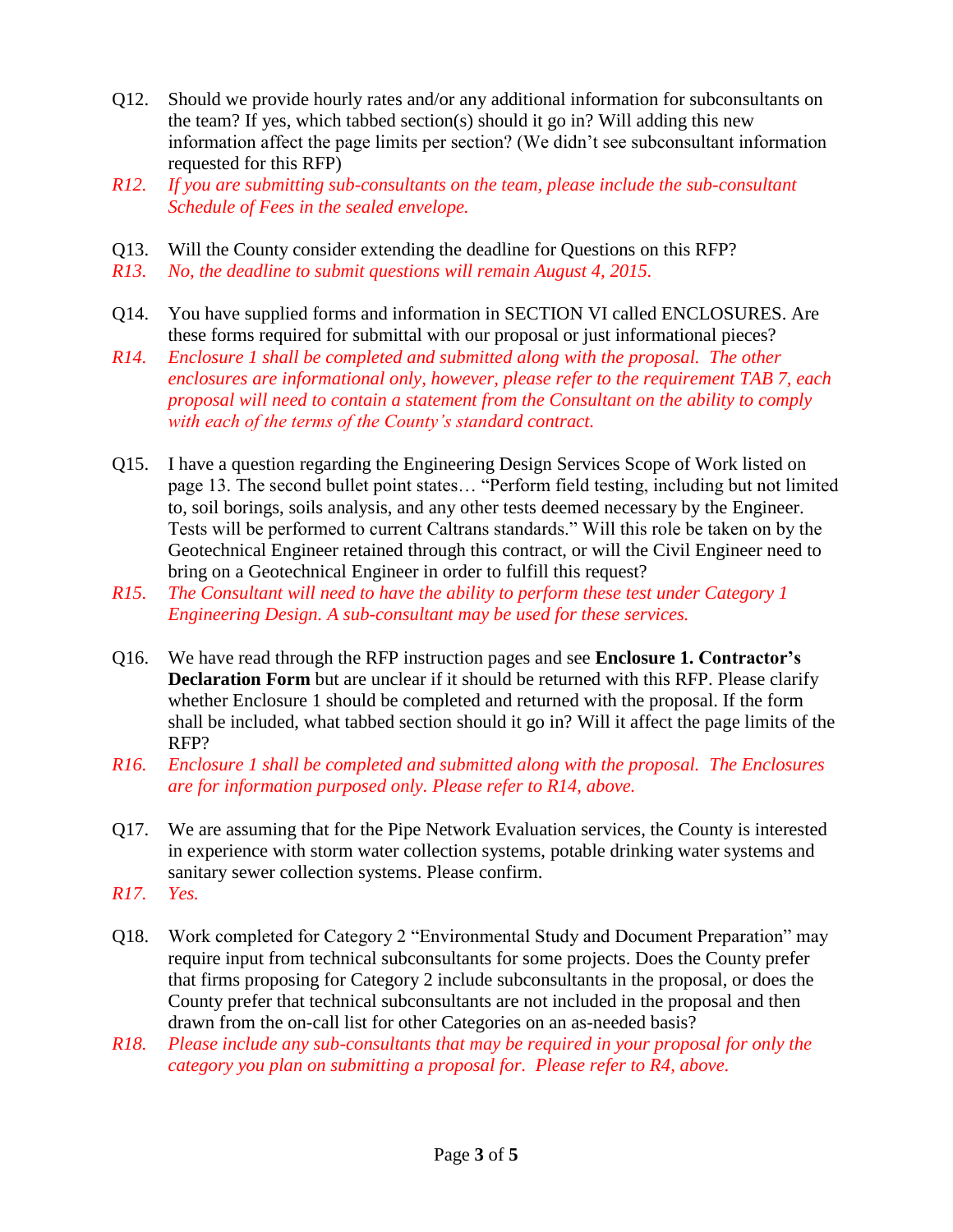Q12. Should we provide hourly rates and/or any additional information for subconsultants on the team? If yes, which tabbed section(s) should it go in? Will adding this new information affect the page limits per section? (We didn't see subconsultant information requested for this RFP)

*R12. If you are submitting sub-consultants on the team, please include the sub-consultant Schedule of Fees in the sealed envelope.*

Q13. Will the County consider extending the deadline for Questions on this RFP?

*R13. No, the deadline to submit questions will remain August 4, 2015.*

Q14. You have supplied forms and information in SECTION VI called ENCLOSURES. Are these forms required for submittal with our proposal or just informational pieces?

*R14. Enclosure 1 shall be completed and submitted along with the proposal. The other enclosures are informational only, however, please refer to the requirement TAB 7, each proposal will need to contain a statement from the Consultant on the ability to comply with each of the terms of the County's standard contract.*

Q15. I have a question regarding the Engineering Design Services Scope of Work listed on page 13. The second bullet point states… "Perform field testing, including but not limited to, soil borings, soils analysis, and any other tests deemed necessary by the Engineer. Tests will be performed to current Caltrans standards." Will this role be taken on by the Geotechnical Engineer retained through this contract, or will the Civil Engineer need to bring on a Geotechnical Engineer in order to fulfill this request?

*R15. The Consultant will need to have the ability to perform these test under Category 1 Engineering Design. A sub-consultant may be used for these services.*

Q16. We have read through the RFP instruction pages and see **Enclosure 1. Contractor's Declaration Form** but are unclear if it should be returned with this RFP. Please clarify whether Enclosure 1 should be completed and returned with the proposal. If the form shall be included, what tabbed section should it go in? Will it affect the page limits of the RFP?

*R16. Enclosure 1 shall be completed and submitted along with the proposal. The Enclosures are for information purposed only. Please refer to R14, above.*

Q17. We are assuming that for the Pipe Network Evaluation services, the County is interested in experience with storm water collection systems, potable drinking water systems and sanitary sewer collection systems. Please confirm.

*R17. Yes.*

Q18. Work completed for Category 2 "Environmental Study and Document Preparation" may require input from technical subconsultants for some projects. Does the County prefer that firms proposing for Category 2 include subconsultants in the proposal, or does the County prefer that technical subconsultants are not included in the proposal and then drawn from the on-call list for other Categories on an as-needed basis?

*R18. Please include any sub-consultants that may be required in your proposal for only the category you plan on submitting a proposal for. Please refer to R4, above.*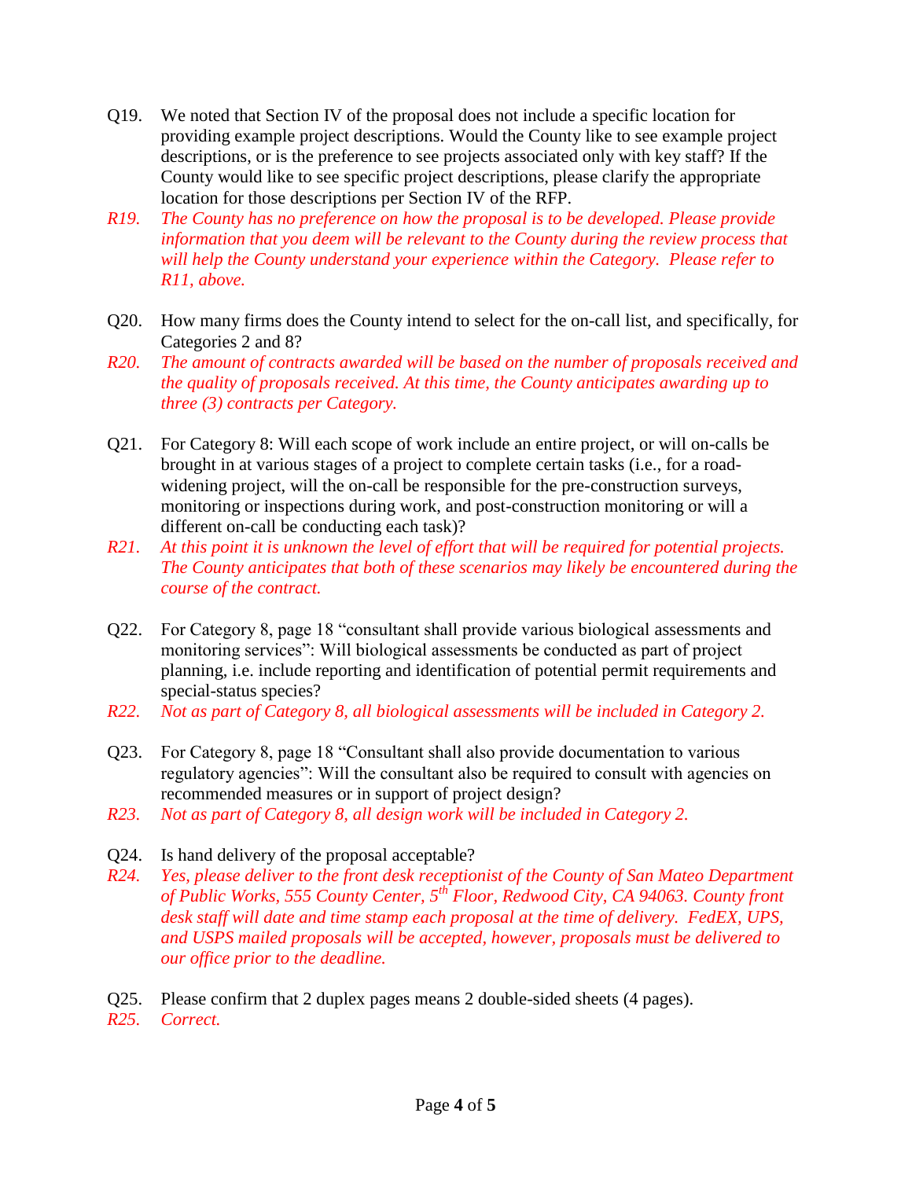Q19. We noted that Section IV of the proposal does not include a specific location for providing example project descriptions. Would the County like to see example project descriptions, or is the preference to see projects associated only with key staff? If the County would like to see specific project descriptions, please clarify the appropriate location for those descriptions per Section IV of the RFP.

*R19. The County has no preference on how the proposal is to be developed. Please provide information that you deem will be relevant to the County during the review process that will help the County understand your experience within the Category. Please refer to R11, above.*

Q20. How many firms does the County intend to select for the on-call list, and specifically, for Categories 2 and 8?

*R20. The amount of contracts awarded will be based on the number of proposals received and the quality of proposals received. At this time, the County anticipates awarding up to three (3) contracts per Category.*

Q21. For Category 8: Will each scope of work include an entire project, or will on-calls be brought in at various stages of a project to complete certain tasks (i.e., for a road-widening project, will the on-call be responsible for the pre-construction surveys, monitoring or inspections during work, and post-construction monitoring or will a different on-call be conducting each task)?

*R21. At this point it is unknown the level of effort that will be required for potential projects. The County anticipates that both of these scenarios may likely be encountered during the course of the contract.*

Q22. For Category 8, page 18 "consultant shall provide various biological assessments and monitoring services": Will biological assessments be conducted as part of project planning, i.e. include reporting and identification of potential permit requirements and special-status species?

*R22. Not as part of Category 8, all biological assessments will be included in Category 2.*

Q23. For Category 8, page 18 "Consultant shall also provide documentation to various regulatory agencies": Will the consultant also be required to consult with agencies on recommended measures or in support of project design?

*R23. Not as part of Category 8, all design work will be included in Category 2.*

Q24. Is hand delivery of the proposal acceptable?

*R24. Yes, please deliver to the front desk receptionist of the County of San Mateo Department of Public Works, 555 County Center, 5th Floor, Redwood City, CA 94063. County front desk staff will date and time stamp each proposal at the time of delivery. FedEX, UPS, and USPS mailed proposals will be accepted, however, proposals must be delivered to our office prior to the deadline.*

Q25. Please confirm that 2 duplex pages means 2 double-sided sheets (4 pages).

*R25. Correct.*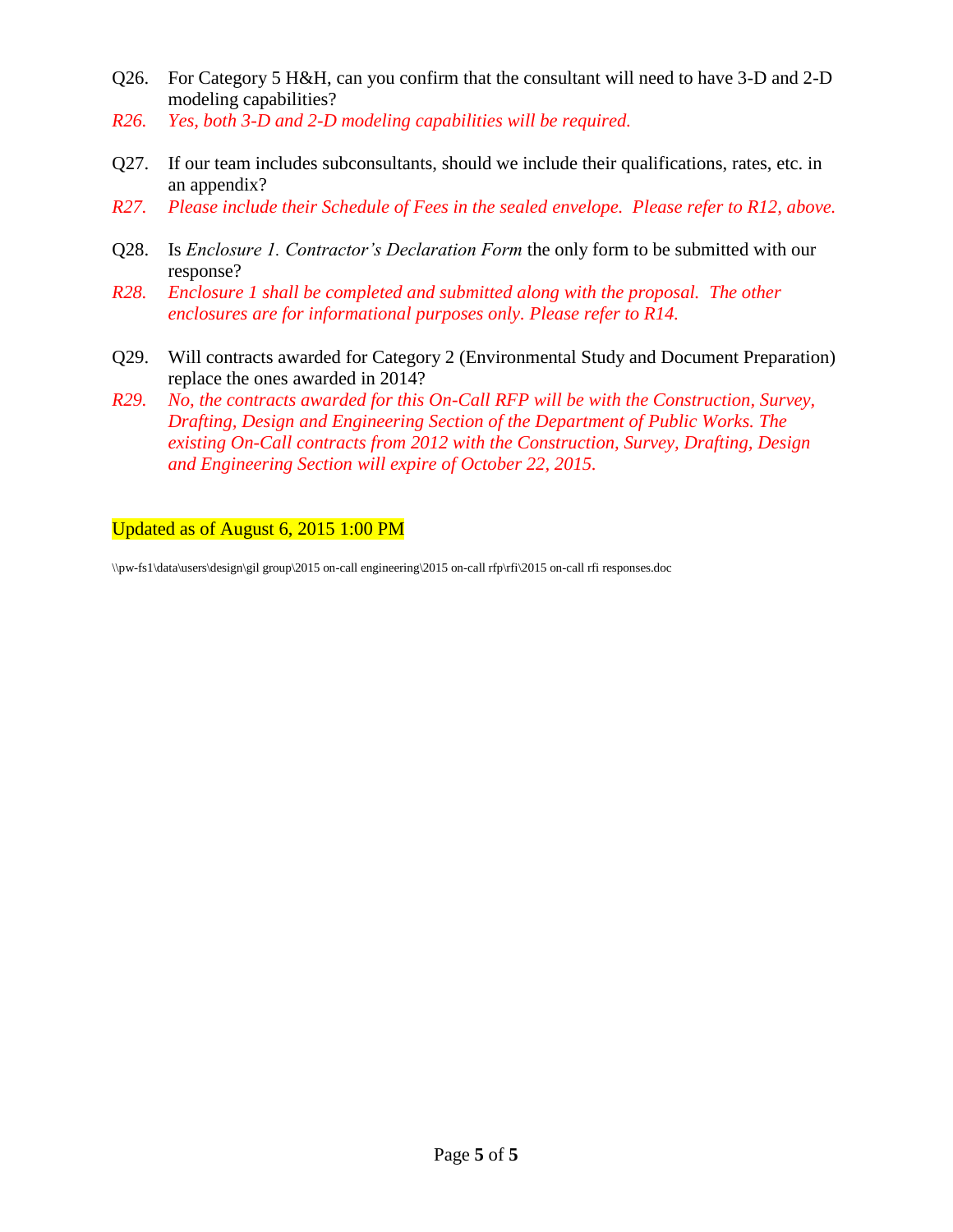Q26. For Category 5 H&H, can you confirm that the consultant will need to have 3-D and 2-D modeling capabilities?

*R26. Yes, both 3-D and 2-D modeling capabilities will be required.*

Q27. If our team includes subconsultants, should we include their qualifications, rates, etc. in an appendix?

*R27. Please include their Schedule of Fees in the sealed envelope. Please refer to R12, above.*

Q28. Is *Enclosure 1. Contractor's Declaration Form* the only form to be submitted with our response?

*R28. Enclosure 1 shall be completed and submitted along with the proposal. The other enclosures are for informational purposes only. Please refer to R14.*

Q29. Will contracts awarded for Category 2 (Environmental Study and Document Preparation) replace the ones awarded in 2014?

*R29. No, the contracts awarded for this On-Call RFP will be with the Construction, Survey, Drafting, Design and Engineering Section of the Department of Public Works. The existing On-Call contracts from 2012 with the Construction, Survey, Drafting, Design and Engineering Section will expire of October 22, 2015.*

Updated as of August 6, 2015 1:00 PM

\\pw-fs1\data\users\design\gil group\2015 on-call engineering\2015 on-call rfp\rfi\2015 on-call rfi responses.doc